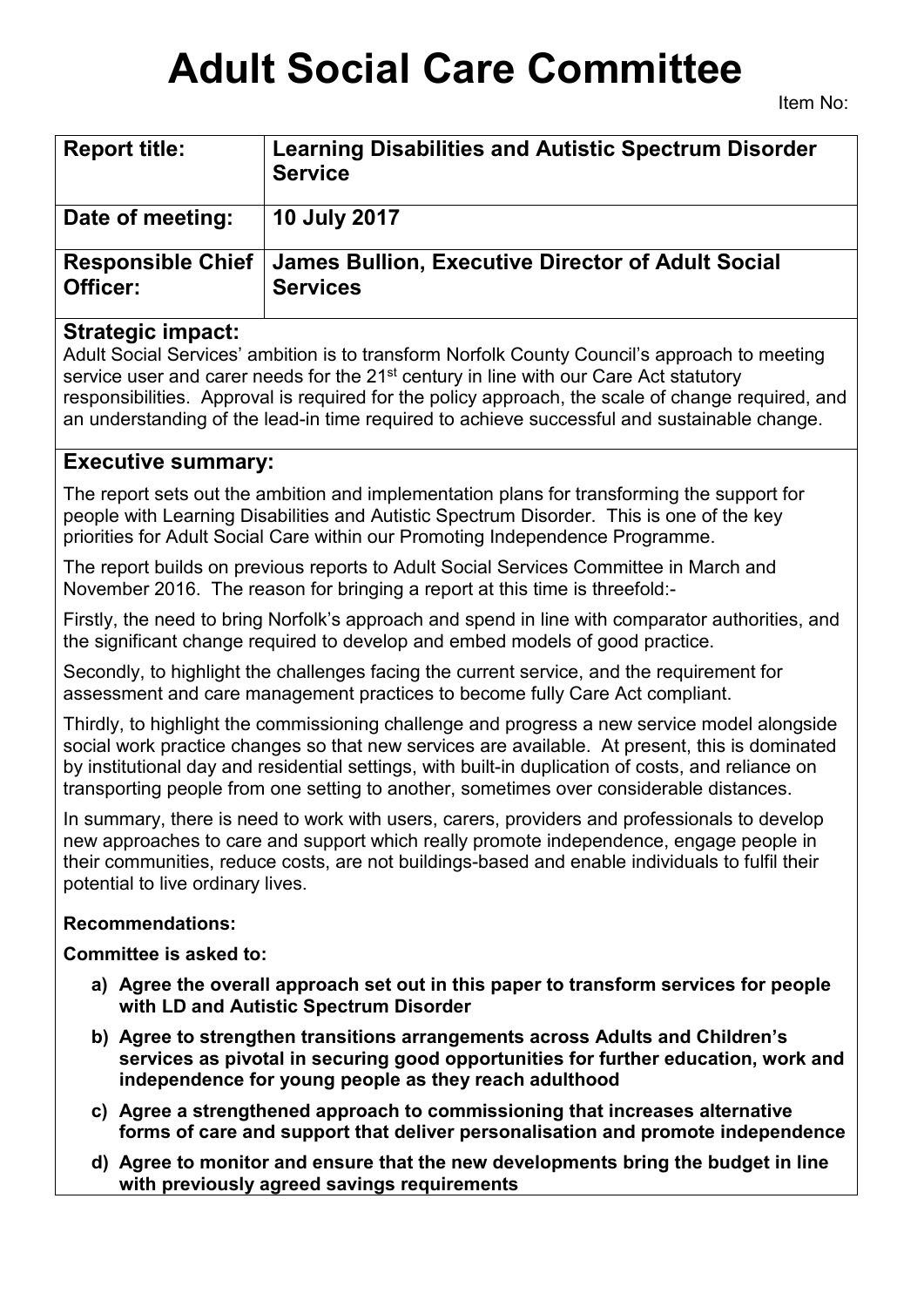# Adult Social Care Committee

Item No:

| Report title: | Learning Disabilities and Autistic Spectrum Disorder Service |
|---|---|
| Date of meeting: | 10 July 2017 |
| Responsible Chief Officer: | James Bullion, Executive Director of Adult Social Services |

## Strategic impact:

Adult Social Services' ambition is to transform Norfolk County Council's approach to meeting service user and carer needs for the 21st century in line with our Care Act statutory responsibilities. Approval is required for the policy approach, the scale of change required, and an understanding of the lead-in time required to achieve successful and sustainable change.

## Executive summary:

The report sets out the ambition and implementation plans for transforming the support for people with Learning Disabilities and Autistic Spectrum Disorder. This is one of the key priorities for Adult Social Care within our Promoting Independence Programme.

The report builds on previous reports to Adult Social Services Committee in March and November 2016. The reason for bringing a report at this time is threefold:-

Firstly, the need to bring Norfolk's approach and spend in line with comparator authorities, and the significant change required to develop and embed models of good practice.

Secondly, to highlight the challenges facing the current service, and the requirement for assessment and care management practices to become fully Care Act compliant.

Thirdly, to highlight the commissioning challenge and progress a new service model alongside social work practice changes so that new services are available. At present, this is dominated by institutional day and residential settings, with built-in duplication of costs, and reliance on transporting people from one setting to another, sometimes over considerable distances.

In summary, there is need to work with users, carers, providers and professionals to develop new approaches to care and support which really promote independence, engage people in their communities, reduce costs, are not buildings-based and enable individuals to fulfil their potential to live ordinary lives.

**Recommendations:**

**Committee is asked to:**

a) **Agree the overall approach set out in this paper to transform services for people with LD and Autistic Spectrum Disorder**
b) **Agree to strengthen transitions arrangements across Adults and Children's services as pivotal in securing good opportunities for further education, work and independence for young people as they reach adulthood**
c) **Agree a strengthened approach to commissioning that increases alternative forms of care and support that deliver personalisation and promote independence**
d) **Agree to monitor and ensure that the new developments bring the budget in line with previously agreed savings requirements**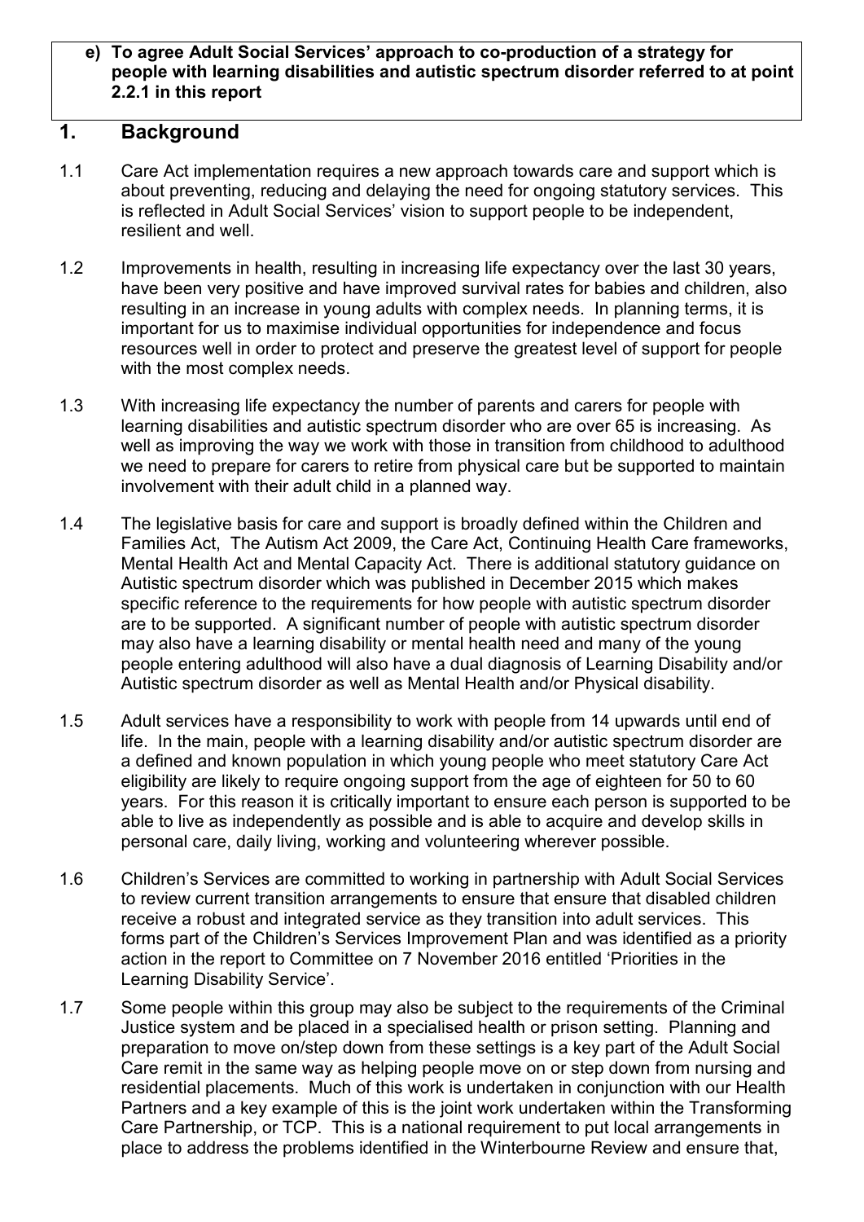**e) To agree Adult Social Services' approach to co-production of a strategy for people with learning disabilities and autistic spectrum disorder referred to at point 2.2.1 in this report**

## 1. Background

1.1 Care Act implementation requires a new approach towards care and support which is about preventing, reducing and delaying the need for ongoing statutory services. This is reflected in Adult Social Services' vision to support people to be independent, resilient and well.

1.2 Improvements in health, resulting in increasing life expectancy over the last 30 years, have been very positive and have improved survival rates for babies and children, also resulting in an increase in young adults with complex needs. In planning terms, it is important for us to maximise individual opportunities for independence and focus resources well in order to protect and preserve the greatest level of support for people with the most complex needs.

1.3 With increasing life expectancy the number of parents and carers for people with learning disabilities and autistic spectrum disorder who are over 65 is increasing. As well as improving the way we work with those in transition from childhood to adulthood we need to prepare for carers to retire from physical care but be supported to maintain involvement with their adult child in a planned way.

1.4 The legislative basis for care and support is broadly defined within the Children and Families Act, The Autism Act 2009, the Care Act, Continuing Health Care frameworks, Mental Health Act and Mental Capacity Act. There is additional statutory guidance on Autistic spectrum disorder which was published in December 2015 which makes specific reference to the requirements for how people with autistic spectrum disorder are to be supported. A significant number of people with autistic spectrum disorder may also have a learning disability or mental health need and many of the young people entering adulthood will also have a dual diagnosis of Learning Disability and/or Autistic spectrum disorder as well as Mental Health and/or Physical disability.

1.5 Adult services have a responsibility to work with people from 14 upwards until end of life. In the main, people with a learning disability and/or autistic spectrum disorder are a defined and known population in which young people who meet statutory Care Act eligibility are likely to require ongoing support from the age of eighteen for 50 to 60 years. For this reason it is critically important to ensure each person is supported to be able to live as independently as possible and is able to acquire and develop skills in personal care, daily living, working and volunteering wherever possible.

1.6 Children's Services are committed to working in partnership with Adult Social Services to review current transition arrangements to ensure that ensure that disabled children receive a robust and integrated service as they transition into adult services. This forms part of the Children's Services Improvement Plan and was identified as a priority action in the report to Committee on 7 November 2016 entitled 'Priorities in the Learning Disability Service'.

1.7 Some people within this group may also be subject to the requirements of the Criminal Justice system and be placed in a specialised health or prison setting. Planning and preparation to move on/step down from these settings is a key part of the Adult Social Care remit in the same way as helping people move on or step down from nursing and residential placements. Much of this work is undertaken in conjunction with our Health Partners and a key example of this is the joint work undertaken within the Transforming Care Partnership, or TCP. This is a national requirement to put local arrangements in place to address the problems identified in the Winterbourne Review and ensure that,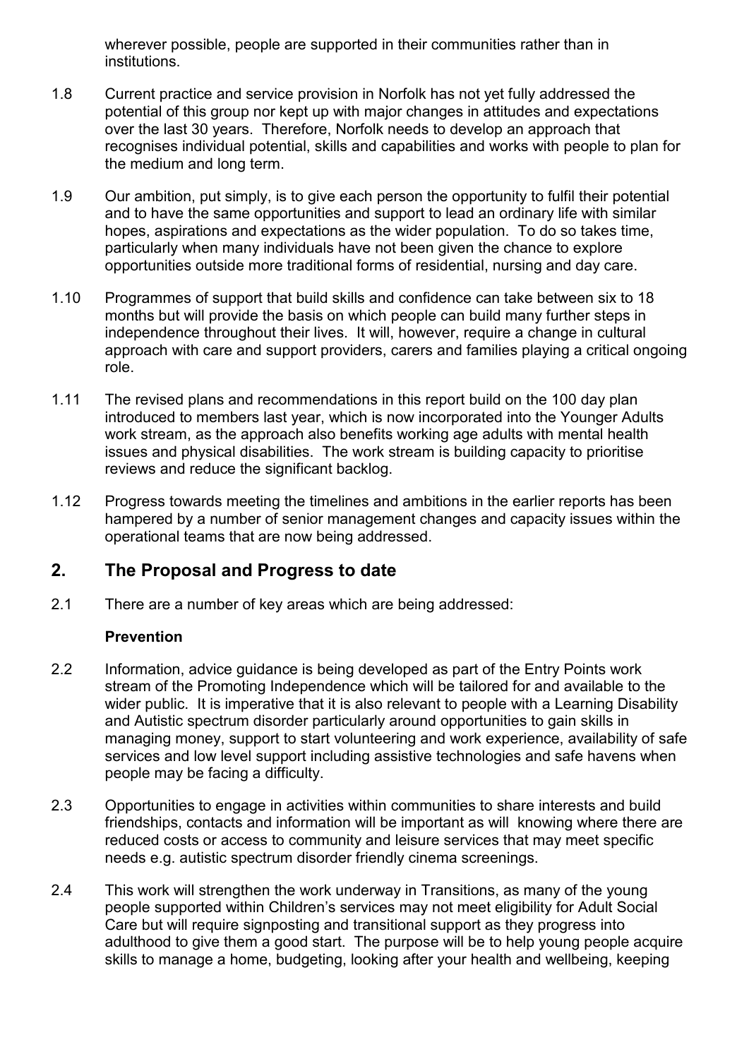wherever possible, people are supported in their communities rather than in institutions.

1.8 Current practice and service provision in Norfolk has not yet fully addressed the potential of this group nor kept up with major changes in attitudes and expectations over the last 30 years. Therefore, Norfolk needs to develop an approach that recognises individual potential, skills and capabilities and works with people to plan for the medium and long term.

1.9 Our ambition, put simply, is to give each person the opportunity to fulfil their potential and to have the same opportunities and support to lead an ordinary life with similar hopes, aspirations and expectations as the wider population. To do so takes time, particularly when many individuals have not been given the chance to explore opportunities outside more traditional forms of residential, nursing and day care.

1.10 Programmes of support that build skills and confidence can take between six to 18 months but will provide the basis on which people can build many further steps in independence throughout their lives. It will, however, require a change in cultural approach with care and support providers, carers and families playing a critical ongoing role.

1.11 The revised plans and recommendations in this report build on the 100 day plan introduced to members last year, which is now incorporated into the Younger Adults work stream, as the approach also benefits working age adults with mental health issues and physical disabilities. The work stream is building capacity to prioritise reviews and reduce the significant backlog.

1.12 Progress towards meeting the timelines and ambitions in the earlier reports has been hampered by a number of senior management changes and capacity issues within the operational teams that are now being addressed.

## 2. The Proposal and Progress to date

2.1 There are a number of key areas which are being addressed:

**Prevention**

2.2 Information, advice guidance is being developed as part of the Entry Points work stream of the Promoting Independence which will be tailored for and available to the wider public. It is imperative that it is also relevant to people with a Learning Disability and Autistic spectrum disorder particularly around opportunities to gain skills in managing money, support to start volunteering and work experience, availability of safe services and low level support including assistive technologies and safe havens when people may be facing a difficulty.

2.3 Opportunities to engage in activities within communities to share interests and build friendships, contacts and information will be important as will knowing where there are reduced costs or access to community and leisure services that may meet specific needs e.g. autistic spectrum disorder friendly cinema screenings.

2.4 This work will strengthen the work underway in Transitions, as many of the young people supported within Children's services may not meet eligibility for Adult Social Care but will require signposting and transitional support as they progress into adulthood to give them a good start. The purpose will be to help young people acquire skills to manage a home, budgeting, looking after your health and wellbeing, keeping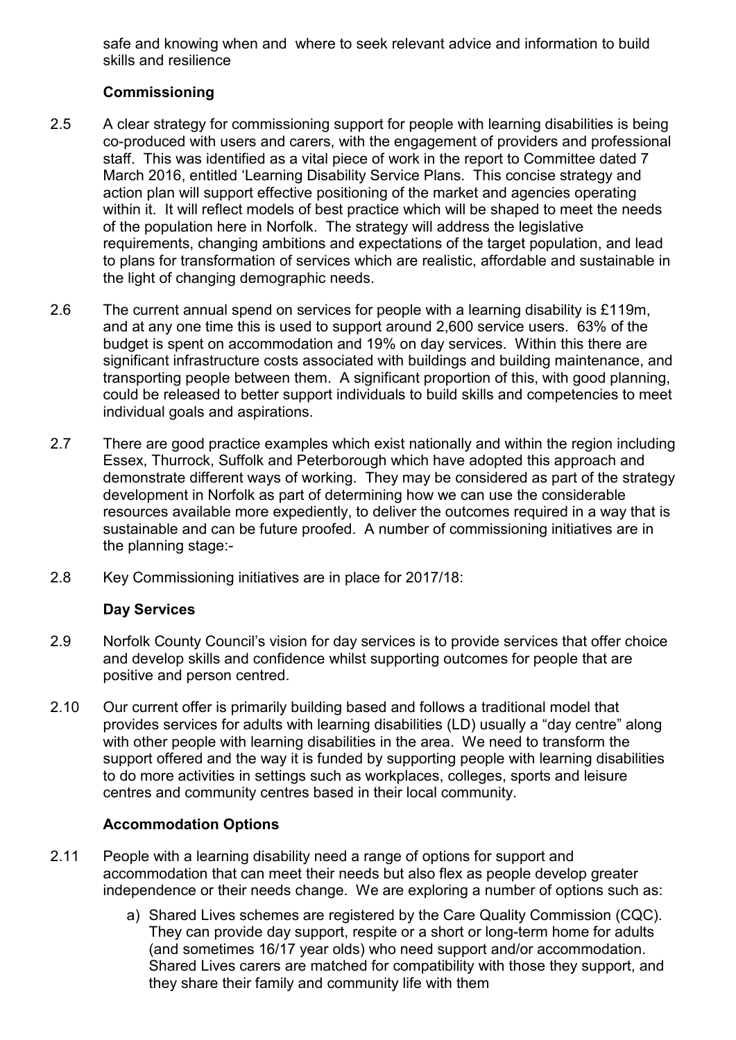safe and knowing when and where to seek relevant advice and information to build skills and resilience

### Commissioning

2.5 A clear strategy for commissioning support for people with learning disabilities is being co-produced with users and carers, with the engagement of providers and professional staff. This was identified as a vital piece of work in the report to Committee dated 7 March 2016, entitled 'Learning Disability Service Plans. This concise strategy and action plan will support effective positioning of the market and agencies operating within it. It will reflect models of best practice which will be shaped to meet the needs of the population here in Norfolk. The strategy will address the legislative requirements, changing ambitions and expectations of the target population, and lead to plans for transformation of services which are realistic, affordable and sustainable in the light of changing demographic needs.

2.6 The current annual spend on services for people with a learning disability is £119m, and at any one time this is used to support around 2,600 service users. 63% of the budget is spent on accommodation and 19% on day services. Within this there are significant infrastructure costs associated with buildings and building maintenance, and transporting people between them. A significant proportion of this, with good planning, could be released to better support individuals to build skills and competencies to meet individual goals and aspirations.

2.7 There are good practice examples which exist nationally and within the region including Essex, Thurrock, Suffolk and Peterborough which have adopted this approach and demonstrate different ways of working. They may be considered as part of the strategy development in Norfolk as part of determining how we can use the considerable resources available more expediently, to deliver the outcomes required in a way that is sustainable and can be future proofed. A number of commissioning initiatives are in the planning stage:-

2.8 Key Commissioning initiatives are in place for 2017/18:

### Day Services

2.9 Norfolk County Council's vision for day services is to provide services that offer choice and develop skills and confidence whilst supporting outcomes for people that are positive and person centred.

2.10 Our current offer is primarily building based and follows a traditional model that provides services for adults with learning disabilities (LD) usually a "day centre" along with other people with learning disabilities in the area. We need to transform the support offered and the way it is funded by supporting people with learning disabilities to do more activities in settings such as workplaces, colleges, sports and leisure centres and community centres based in their local community.

### Accommodation Options

2.11 People with a learning disability need a range of options for support and accommodation that can meet their needs but also flex as people develop greater independence or their needs change. We are exploring a number of options such as:

a) Shared Lives schemes are registered by the Care Quality Commission (CQC). They can provide day support, respite or a short or long-term home for adults (and sometimes 16/17 year olds) who need support and/or accommodation. Shared Lives carers are matched for compatibility with those they support, and they share their family and community life with them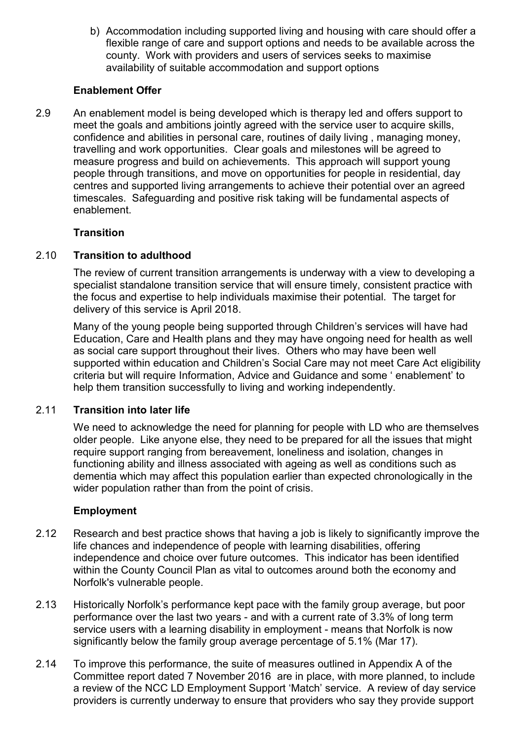b) Accommodation including supported living and housing with care should offer a flexible range of care and support options and needs to be available across the county. Work with providers and users of services seeks to maximise availability of suitable accommodation and support options

**Enablement Offer**

2.9 An enablement model is being developed which is therapy led and offers support to meet the goals and ambitions jointly agreed with the service user to acquire skills, confidence and abilities in personal care, routines of daily living , managing money, travelling and work opportunities. Clear goals and milestones will be agreed to measure progress and build on achievements. This approach will support young people through transitions, and move on opportunities for people in residential, day centres and supported living arrangements to achieve their potential over an agreed timescales. Safeguarding and positive risk taking will be fundamental aspects of enablement.

**Transition**

2.10 **Transition to adulthood**

The review of current transition arrangements is underway with a view to developing a specialist standalone transition service that will ensure timely, consistent practice with the focus and expertise to help individuals maximise their potential. The target for delivery of this service is April 2018.

Many of the young people being supported through Children's services will have had Education, Care and Health plans and they may have ongoing need for health as well as social care support throughout their lives. Others who may have been well supported within education and Children's Social Care may not meet Care Act eligibility criteria but will require Information, Advice and Guidance and some ' enablement' to help them transition successfully to living and working independently.

2.11 **Transition into later life**

We need to acknowledge the need for planning for people with LD who are themselves older people. Like anyone else, they need to be prepared for all the issues that might require support ranging from bereavement, loneliness and isolation, changes in functioning ability and illness associated with ageing as well as conditions such as dementia which may affect this population earlier than expected chronologically in the wider population rather than from the point of crisis.

**Employment**

2.12 Research and best practice shows that having a job is likely to significantly improve the life chances and independence of people with learning disabilities, offering independence and choice over future outcomes. This indicator has been identified within the County Council Plan as vital to outcomes around both the economy and Norfolk's vulnerable people.

2.13 Historically Norfolk's performance kept pace with the family group average, but poor performance over the last two years - and with a current rate of 3.3% of long term service users with a learning disability in employment - means that Norfolk is now significantly below the family group average percentage of 5.1% (Mar 17).

2.14 To improve this performance, the suite of measures outlined in Appendix A of the Committee report dated 7 November 2016 are in place, with more planned, to include a review of the NCC LD Employment Support 'Match' service. A review of day service providers is currently underway to ensure that providers who say they provide support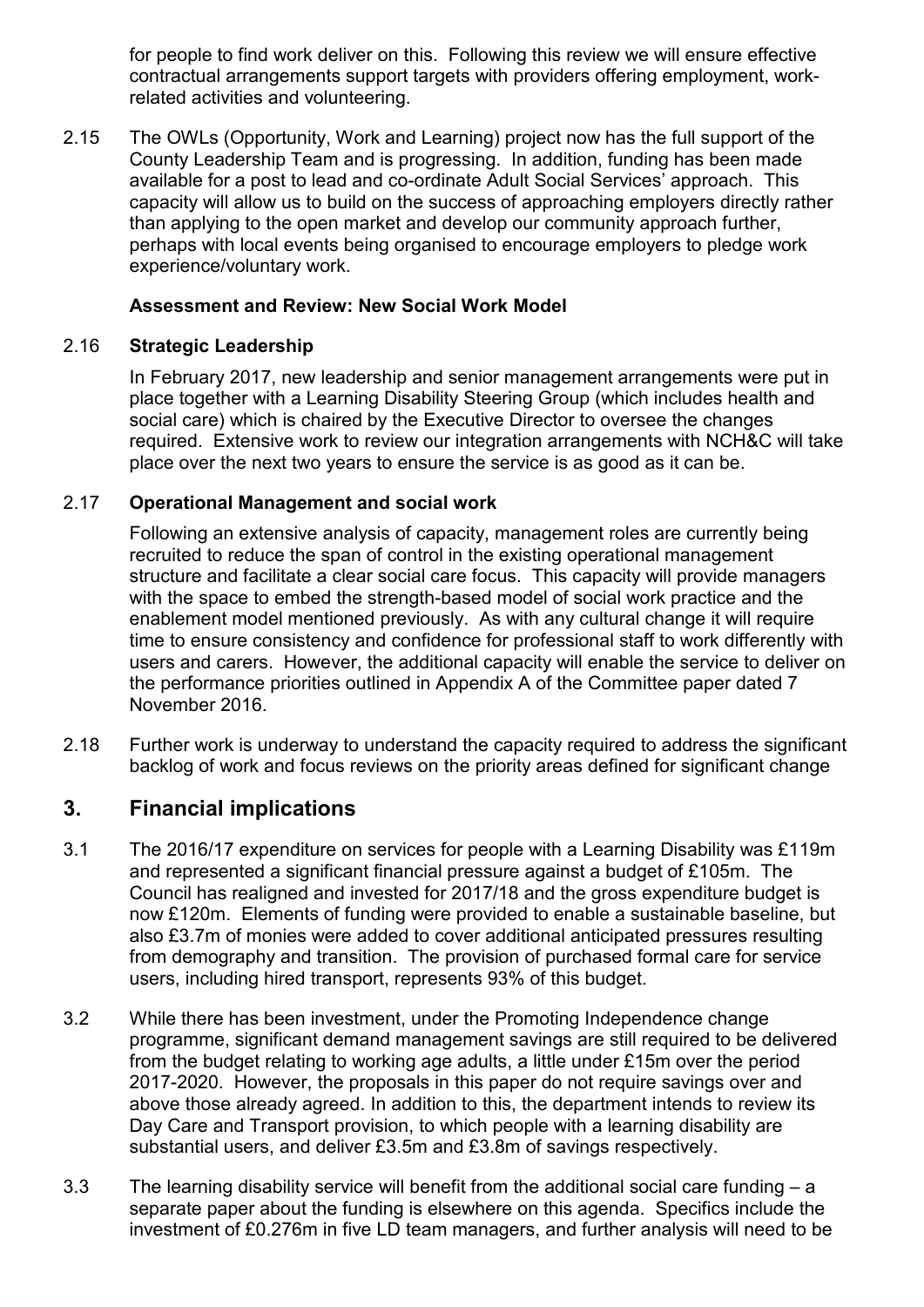for people to find work deliver on this. Following this review we will ensure effective contractual arrangements support targets with providers offering employment, work-related activities and volunteering.

2.15 The OWLs (Opportunity, Work and Learning) project now has the full support of the County Leadership Team and is progressing. In addition, funding has been made available for a post to lead and co-ordinate Adult Social Services' approach. This capacity will allow us to build on the success of approaching employers directly rather than applying to the open market and develop our community approach further, perhaps with local events being organised to encourage employers to pledge work experience/voluntary work.

**Assessment and Review: New Social Work Model**

2.16 **Strategic Leadership**

In February 2017, new leadership and senior management arrangements were put in place together with a Learning Disability Steering Group (which includes health and social care) which is chaired by the Executive Director to oversee the changes required. Extensive work to review our integration arrangements with NCH&C will take place over the next two years to ensure the service is as good as it can be.

2.17 **Operational Management and social work**

Following an extensive analysis of capacity, management roles are currently being recruited to reduce the span of control in the existing operational management structure and facilitate a clear social care focus. This capacity will provide managers with the space to embed the strength-based model of social work practice and the enablement model mentioned previously. As with any cultural change it will require time to ensure consistency and confidence for professional staff to work differently with users and carers. However, the additional capacity will enable the service to deliver on the performance priorities outlined in Appendix A of the Committee paper dated 7 November 2016.

2.18 Further work is underway to understand the capacity required to address the significant backlog of work and focus reviews on the priority areas defined for significant change

## 3. Financial implications

3.1 The 2016/17 expenditure on services for people with a Learning Disability was £119m and represented a significant financial pressure against a budget of £105m. The Council has realigned and invested for 2017/18 and the gross expenditure budget is now £120m. Elements of funding were provided to enable a sustainable baseline, but also £3.7m of monies were added to cover additional anticipated pressures resulting from demography and transition. The provision of purchased formal care for service users, including hired transport, represents 93% of this budget.

3.2 While there has been investment, under the Promoting Independence change programme, significant demand management savings are still required to be delivered from the budget relating to working age adults, a little under £15m over the period 2017-2020. However, the proposals in this paper do not require savings over and above those already agreed. In addition to this, the department intends to review its Day Care and Transport provision, to which people with a learning disability are substantial users, and deliver £3.5m and £3.8m of savings respectively.

3.3 The learning disability service will benefit from the additional social care funding – a separate paper about the funding is elsewhere on this agenda. Specifics include the investment of £0.276m in five LD team managers, and further analysis will need to be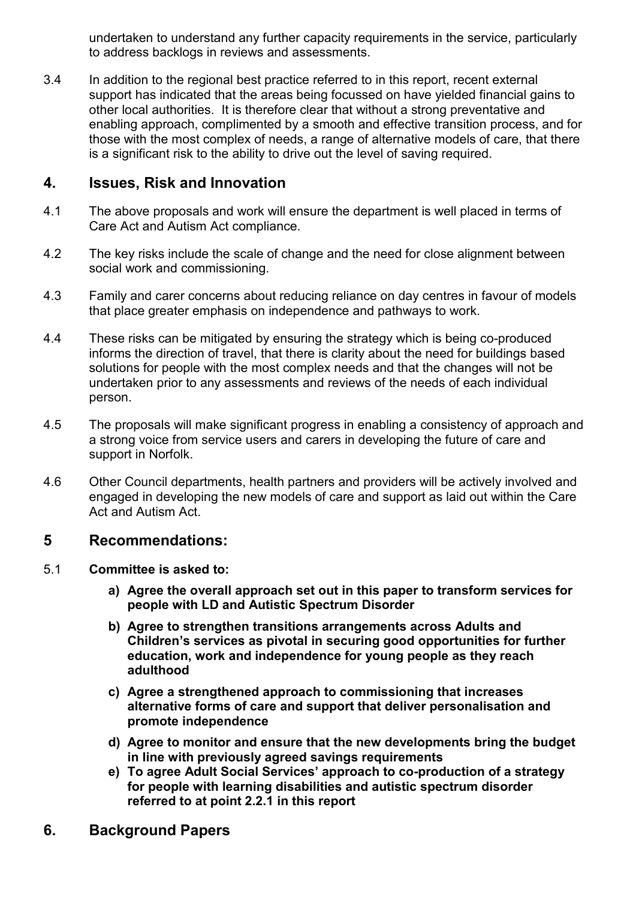undertaken to understand any further capacity requirements in the service, particularly to address backlogs in reviews and assessments.

3.4 In addition to the regional best practice referred to in this report, recent external support has indicated that the areas being focussed on have yielded financial gains to other local authorities. It is therefore clear that without a strong preventative and enabling approach, complimented by a smooth and effective transition process, and for those with the most complex of needs, a range of alternative models of care, that there is a significant risk to the ability to drive out the level of saving required.

## 4. Issues, Risk and Innovation

4.1 The above proposals and work will ensure the department is well placed in terms of Care Act and Autism Act compliance.

4.2 The key risks include the scale of change and the need for close alignment between social work and commissioning.

4.3 Family and carer concerns about reducing reliance on day centres in favour of models that place greater emphasis on independence and pathways to work.

4.4 These risks can be mitigated by ensuring the strategy which is being co-produced informs the direction of travel, that there is clarity about the need for buildings based solutions for people with the most complex needs and that the changes will not be undertaken prior to any assessments and reviews of the needs of each individual person.

4.5 The proposals will make significant progress in enabling a consistency of approach and a strong voice from service users and carers in developing the future of care and support in Norfolk.

4.6 Other Council departments, health partners and providers will be actively involved and engaged in developing the new models of care and support as laid out within the Care Act and Autism Act.

## 5 Recommendations:

5.1 **Committee is asked to:**

**a) Agree the overall approach set out in this paper to transform services for people with LD and Autistic Spectrum Disorder**

**b) Agree to strengthen transitions arrangements across Adults and Children's services as pivotal in securing good opportunities for further education, work and independence for young people as they reach adulthood**

**c) Agree a strengthened approach to commissioning that increases alternative forms of care and support that deliver personalisation and promote independence**

**d) Agree to monitor and ensure that the new developments bring the budget in line with previously agreed savings requirements**

**e) To agree Adult Social Services' approach to co-production of a strategy for people with learning disabilities and autistic spectrum disorder referred to at point 2.2.1 in this report**

## 6. Background Papers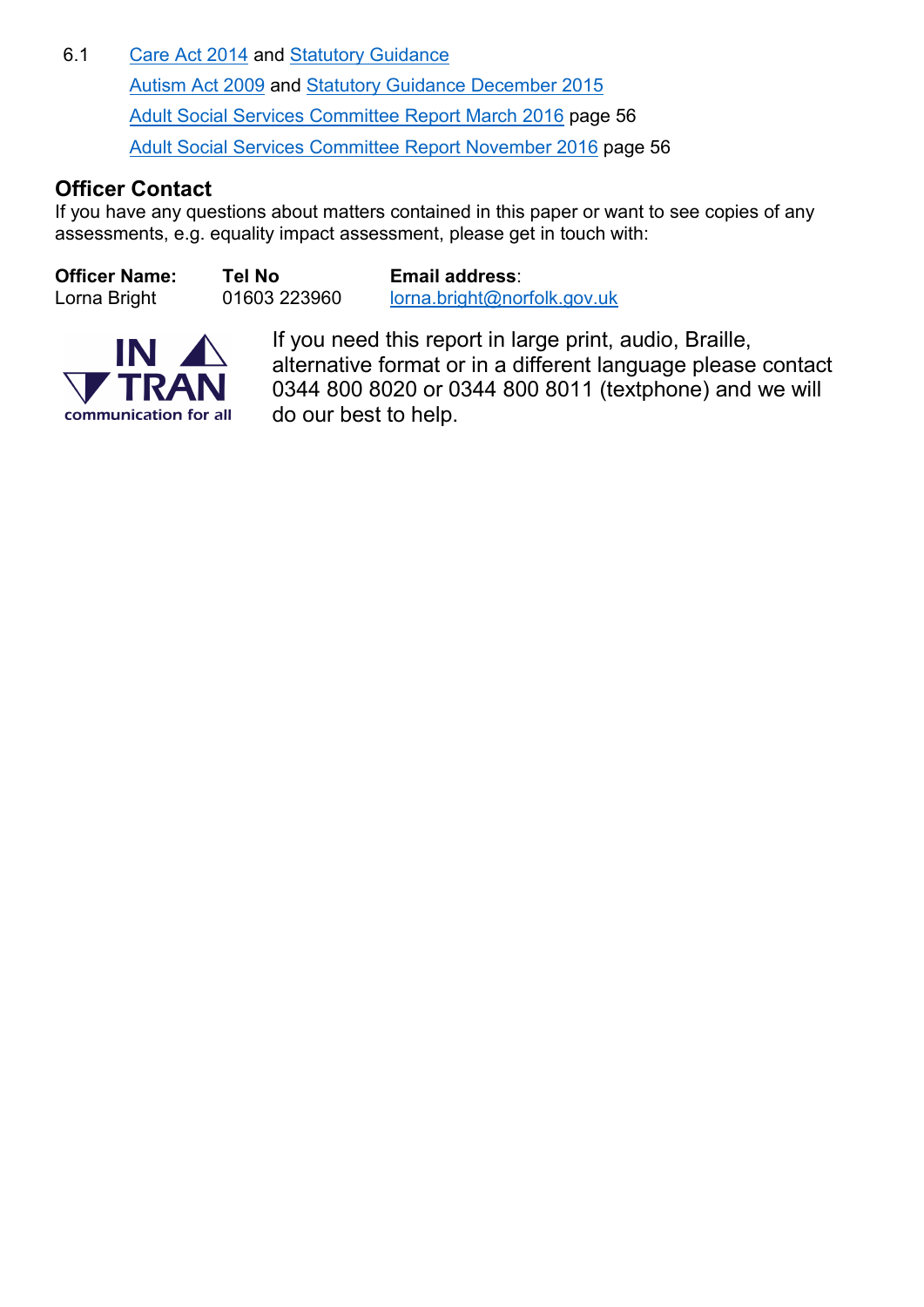6.1 [Care Act 2014](#) and [Statutory Guidance](#)
[Autism Act 2009](#) and [Statutory Guidance December 2015](#)
[Adult Social Services Committee Report March 2016](#) page 56
[Adult Social Services Committee Report November 2016](#) page 56

## Officer Contact

If you have any questions about matters contained in this paper or want to see copies of any assessments, e.g. equality impact assessment, please get in touch with:

| **Officer Name:** | **Tel No** | **Email address**: |
|---|---|---|
| Lorna Bright | 01603 223960 | lorna.bright@norfolk.gov.uk |

IN TRAN communication for all

If you need this report in large print, audio, Braille, alternative format or in a different language please contact 0344 800 8020 or 0344 800 8011 (textphone) and we will do our best to help.